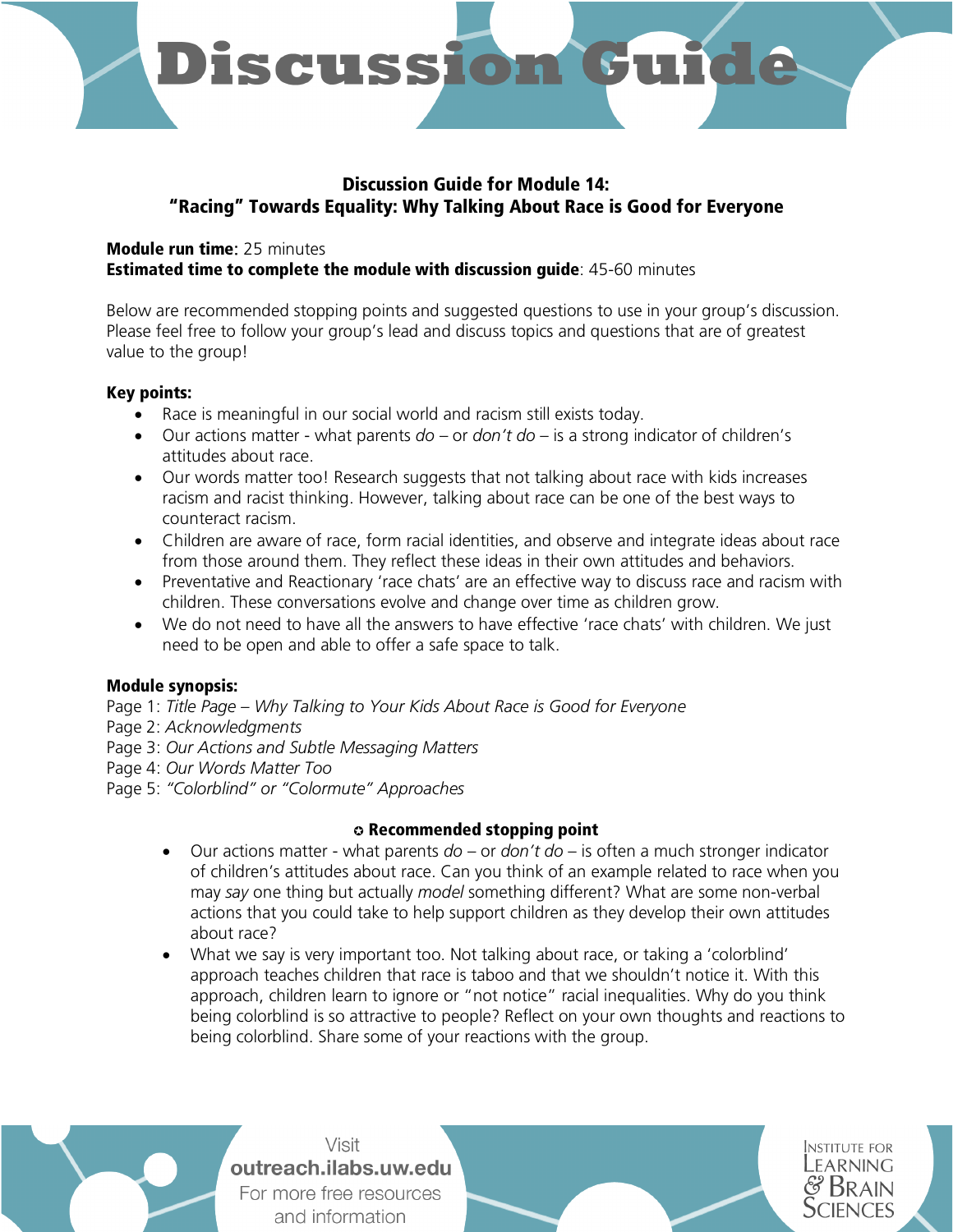# Discussion Guide

**Discussion Guide for Module 14:**
**"Racing" Towards Equality: Why Talking About Race is Good for Everyone**

**Module run time**: 25 minutes
**Estimated time to complete the module with discussion guide**: 45-60 minutes

Below are recommended stopping points and suggested questions to use in your group's discussion. Please feel free to follow your group's lead and discuss topics and questions that are of greatest value to the group!

**Key points:**

- Race is meaningful in our social world and racism still exists today.
- Our actions matter - what parents *do* – or *don't do* – is a strong indicator of children's attitudes about race.
- Our words matter too! Research suggests that not talking about race with kids increases racism and racist thinking. However, talking about race can be one of the best ways to counteract racism.
- Children are aware of race, form racial identities, and observe and integrate ideas about race from those around them. They reflect these ideas in their own attitudes and behaviors.
- Preventative and Reactionary 'race chats' are an effective way to discuss race and racism with children. These conversations evolve and change over time as children grow.
- We do not need to have all the answers to have effective 'race chats' with children. We just need to be open and able to offer a safe space to talk.

**Module synopsis:**

Page 1: *Title Page – Why Talking to Your Kids About Race is Good for Everyone*
Page 2: *Acknowledgments*
Page 3: *Our Actions and Subtle Messaging Matters*
Page 4: *Our Words Matter Too*
Page 5: *"Colorblind" or "Colormute" Approaches*

**✪ Recommended stopping point**

- Our actions matter - what parents *do* – or *don't do* – is often a much stronger indicator of children's attitudes about race. Can you think of an example related to race when you may *say* one thing but actually *model* something different? What are some non-verbal actions that you could take to help support children as they develop their own attitudes about race?
- What we say is very important too. Not talking about race, or taking a 'colorblind' approach teaches children that race is taboo and that we shouldn't notice it. With this approach, children learn to ignore or "not notice" racial inequalities. Why do you think being colorblind is so attractive to people? Reflect on your own thoughts and reactions to being colorblind. Share some of your reactions with the group.

Visit **outreach.ilabs.uw.edu** For more free resources and information

INSTITUTE FOR LEARNING & BRAIN SCIENCES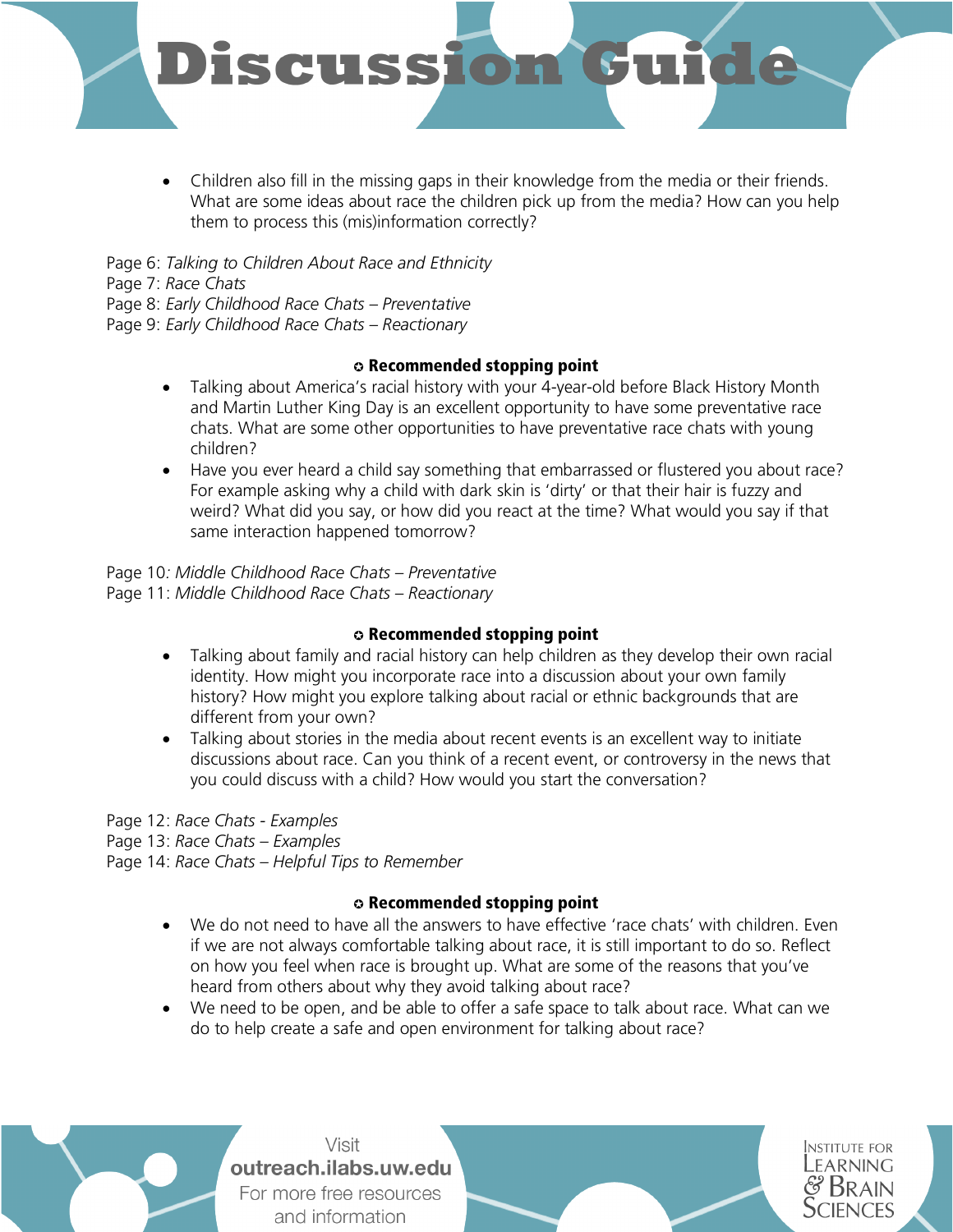- Children also fill in the missing gaps in their knowledge from the media or their friends. What are some ideas about race the children pick up from the media? How can you help them to process this (mis)information correctly?

Page 6: *Talking to Children About Race and Ethnicity*
Page 7: *Race Chats*
Page 8: *Early Childhood Race Chats – Preventative*
Page 9: *Early Childhood Race Chats – Reactionary*

**✪ Recommended stopping point**

- Talking about America's racial history with your 4-year-old before Black History Month and Martin Luther King Day is an excellent opportunity to have some preventative race chats. What are some other opportunities to have preventative race chats with young children?
- Have you ever heard a child say something that embarrassed or flustered you about race? For example asking why a child with dark skin is 'dirty' or that their hair is fuzzy and weird? What did you say, or how did you react at the time? What would you say if that same interaction happened tomorrow?

Page 10*: Middle Childhood Race Chats – Preventative*
Page 11: *Middle Childhood Race Chats – Reactionary*

**✪ Recommended stopping point**

- Talking about family and racial history can help children as they develop their own racial identity. How might you incorporate race into a discussion about your own family history? How might you explore talking about racial or ethnic backgrounds that are different from your own?
- Talking about stories in the media about recent events is an excellent way to initiate discussions about race. Can you think of a recent event, or controversy in the news that you could discuss with a child? How would you start the conversation?

Page 12: *Race Chats - Examples*
Page 13: *Race Chats – Examples*
Page 14: *Race Chats – Helpful Tips to Remember*

**✪ Recommended stopping point**

- We do not need to have all the answers to have effective 'race chats' with children. Even if we are not always comfortable talking about race, it is still important to do so. Reflect on how you feel when race is brought up. What are some of the reasons that you've heard from others about why they avoid talking about race?
- We need to be open, and be able to offer a safe space to talk about race. What can we do to help create a safe and open environment for talking about race?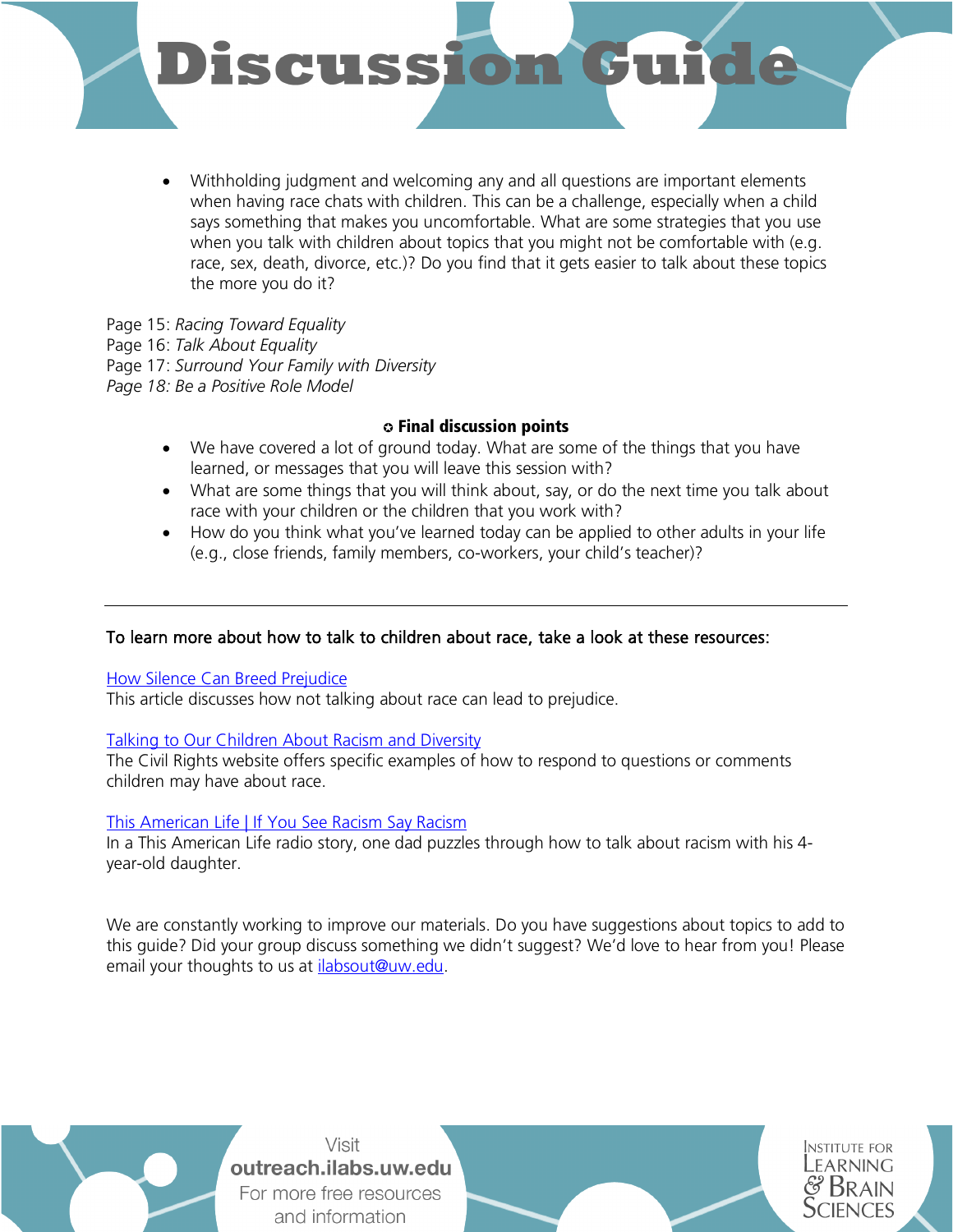- Withholding judgment and welcoming any and all questions are important elements when having race chats with children. This can be a challenge, especially when a child says something that makes you uncomfortable. What are some strategies that you use when you talk with children about topics that you might not be comfortable with (e.g. race, sex, death, divorce, etc.)? Do you find that it gets easier to talk about these topics the more you do it?

Page 15: *Racing Toward Equality*
Page 16: *Talk About Equality*
Page 17: *Surround Your Family with Diversity*
*Page 18: Be a Positive Role Model*

**✪ Final discussion points**

- We have covered a lot of ground today. What are some of the things that you have learned, or messages that you will leave this session with?
- What are some things that you will think about, say, or do the next time you talk about race with your children or the children that you work with?
- How do you think what you've learned today can be applied to other adults in your life (e.g., close friends, family members, co-workers, your child's teacher)?

---

To learn more about how to talk to children about race, take a look at these resources:

How Silence Can Breed Prejudice
This article discusses how not talking about race can lead to prejudice.

Talking to Our Children About Racism and Diversity
The Civil Rights website offers specific examples of how to respond to questions or comments children may have about race.

This American Life | If You See Racism Say Racism
In a This American Life radio story, one dad puzzles through how to talk about racism with his 4-year-old daughter.

We are constantly working to improve our materials. Do you have suggestions about topics to add to this guide? Did your group discuss something we didn't suggest? We'd love to hear from you! Please email your thoughts to us at ilabsout@uw.edu.

Visit **outreach.ilabs.uw.edu** For more free resources and information

Institute for Learning & Brain Sciences